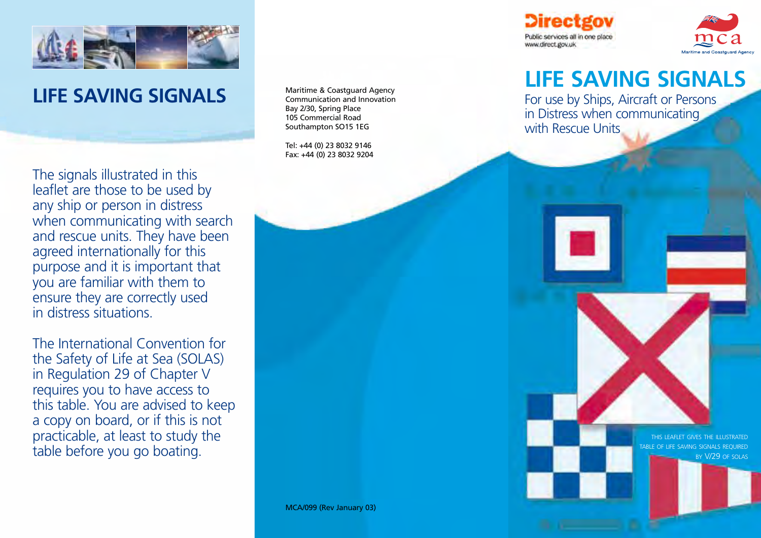# LIFE SAVING SIGNALS

The signals illustrated in this leaflet are those to be used by any ship or person in distress when communicating with search and rescue units. They have been agreed internationally for this purpose and it is important that you are familiar with them to ensure they are correctly used in distress situations.

The International Convention for the Safety of Life at Sea (SOLAS) in Regulation 29 of Chapter V requires you to have access to this table. You are advised to keep a copy on board, or if this is not practicable, at least to study the table before you go boating.

Maritime & Coastguard Agency
Communication and Innovation
Bay 2/30, Spring Place
105 Commercial Road
Southampton SO15 1EG

Tel: +44 (0) 23 8032 9146
Fax: +44 (0) 23 8032 9204

MCA/099 (Rev January 03)

Directgov
Public services all in one place
www.direct.gov.uk

mca
Maritime and Coastguard Agency

# LIFE SAVING SIGNALS

For use by Ships, Aircraft or Persons in Distress when communicating with Rescue Units

THIS LEAFLET GIVES THE ILLUSTRATED TABLE OF LIFE SAVING SIGNALS REQUIRED BY V/29 OF SOLAS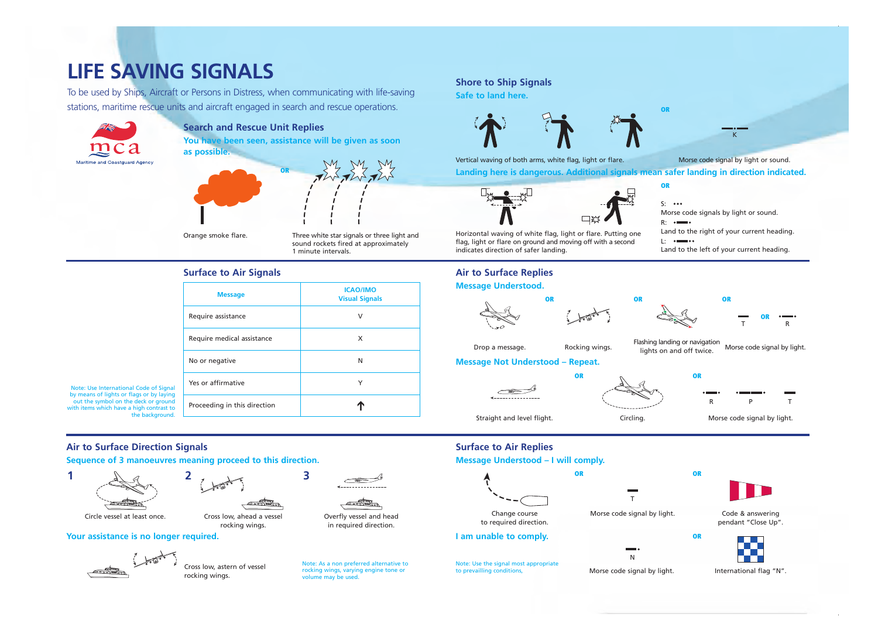# LIFE SAVING SIGNALS

To be used by Ships, Aircraft or Persons in Distress, when communicating with life-saving stations, maritime rescue units and aircraft engaged in search and rescue operations.

Maritime and Coastguard Agency

## Search and Rescue Unit Replies

**You have been seen, assistance will be given as soon as possible.**

Orange smoke flare.

OR

Three white star signals or three light and sound rockets fired at approximately 1 minute intervals.

## Shore to Ship Signals

**Safe to land here.**

Vertical waving of both arms, white flag, light or flare.

OR

K

Morse code signal by light or sound.

**Landing here is dangerous. Additional signals mean safer landing in direction indicated.**

Horizontal waving of white flag, light or flare. Putting one flag, light or flare on ground and moving off with a second indicates direction of safer landing.

OR

S: •••

Morse code signals by light or sound.

R: •▬•

Land to the right of your current heading.

L: •▬••

Land to the left of your current heading.

## Surface to Air Signals

| Message | ICAO/IMO Visual Signals |
|---|---|
| Require assistance | V |
| Require medical assistance | X |
| No or negative | N |
| Yes or affirmative | Y |
| Proceeding in this direction | ↑ |

Note: Use International Code of Signal by means of lights or flags or by laying out the symbol on the deck or ground with items which have a high contrast to the background.

## Air to Surface Replies

**Message Understood.**

Drop a message.

OR

Rocking wings.

OR

Flashing landing or navigation lights on and off twice.

OR

T OR R

Morse code signal by light.

**Message Not Understood – Repeat.**

Straight and level flight.

OR

Circling.

OR

R P T

Morse code signal by light.

## Air to Surface Direction Signals

**Sequence of 3 manoeuvres meaning proceed to this direction.**

1. Circle vessel at least once.
2. Cross low, ahead a vessel rocking wings.
3. Overfly vessel and head in required direction.

**Your assistance is no longer required.**

Cross low, astern of vessel rocking wings.

Note: As a non preferred alternative to rocking wings, varying engine tone or volume may be used.

## Surface to Air Replies

**Message Understood – I will comply.**

Change course to required direction.

OR

T

Morse code signal by light.

OR

Code & answering pendant "Close Up".

**I am unable to comply.**

Note: Use the signal most appropriate to prevailling conditions.

N

Morse code signal by light.

OR

International flag "N".